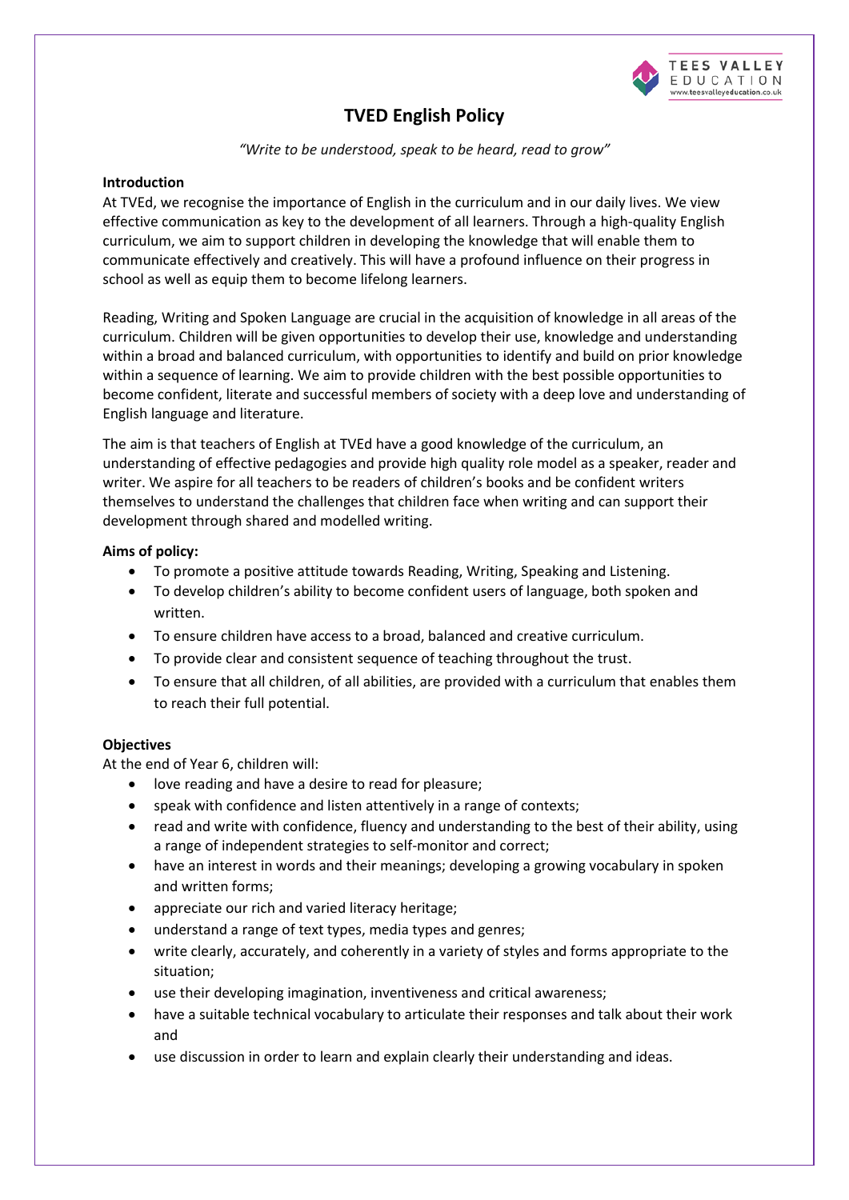# TVED English Policy

*"Write to be understood, speak to be heard, read to grow"*

**Introduction**

At TVEd, we recognise the importance of English in the curriculum and in our daily lives. We view effective communication as key to the development of all learners. Through a high-quality English curriculum, we aim to support children in developing the knowledge that will enable them to communicate effectively and creatively. This will have a profound influence on their progress in school as well as equip them to become lifelong learners.

Reading, Writing and Spoken Language are crucial in the acquisition of knowledge in all areas of the curriculum. Children will be given opportunities to develop their use, knowledge and understanding within a broad and balanced curriculum, with opportunities to identify and build on prior knowledge within a sequence of learning. We aim to provide children with the best possible opportunities to become confident, literate and successful members of society with a deep love and understanding of English language and literature.

The aim is that teachers of English at TVEd have a good knowledge of the curriculum, an understanding of effective pedagogies and provide high quality role model as a speaker, reader and writer. We aspire for all teachers to be readers of children's books and be confident writers themselves to understand the challenges that children face when writing and can support their development through shared and modelled writing.

**Aims of policy:**

- To promote a positive attitude towards Reading, Writing, Speaking and Listening.
- To develop children's ability to become confident users of language, both spoken and written.
- To ensure children have access to a broad, balanced and creative curriculum.
- To provide clear and consistent sequence of teaching throughout the trust.
- To ensure that all children, of all abilities, are provided with a curriculum that enables them to reach their full potential.

**Objectives**

At the end of Year 6, children will:

- love reading and have a desire to read for pleasure;
- speak with confidence and listen attentively in a range of contexts;
- read and write with confidence, fluency and understanding to the best of their ability, using a range of independent strategies to self-monitor and correct;
- have an interest in words and their meanings; developing a growing vocabulary in spoken and written forms;
- appreciate our rich and varied literacy heritage;
- understand a range of text types, media types and genres;
- write clearly, accurately, and coherently in a variety of styles and forms appropriate to the situation;
- use their developing imagination, inventiveness and critical awareness;
- have a suitable technical vocabulary to articulate their responses and talk about their work and
- use discussion in order to learn and explain clearly their understanding and ideas.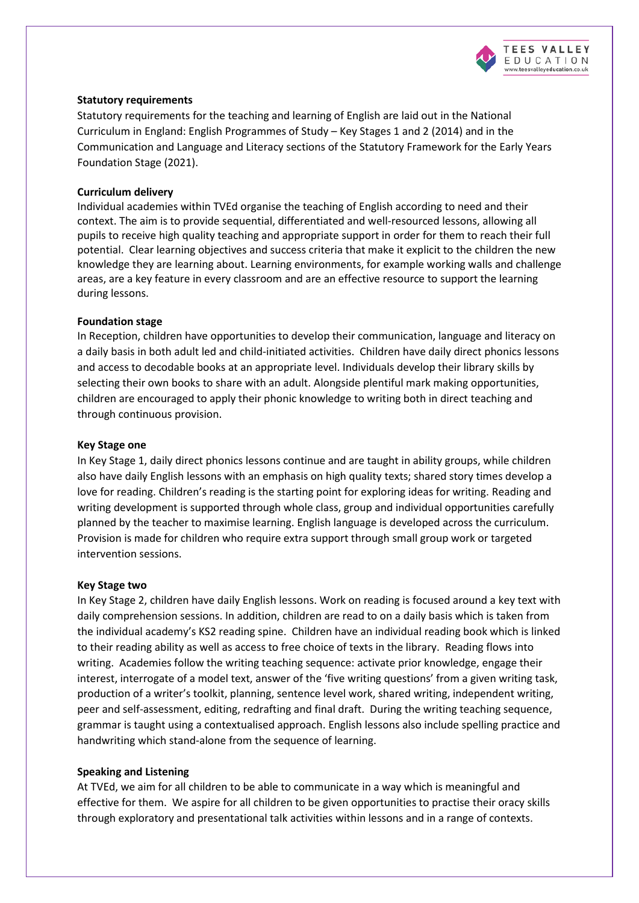**Statutory requirements**

Statutory requirements for the teaching and learning of English are laid out in the National Curriculum in England: English Programmes of Study – Key Stages 1 and 2 (2014) and in the Communication and Language and Literacy sections of the Statutory Framework for the Early Years Foundation Stage (2021).

**Curriculum delivery**

Individual academies within TVEd organise the teaching of English according to need and their context. The aim is to provide sequential, differentiated and well-resourced lessons, allowing all pupils to receive high quality teaching and appropriate support in order for them to reach their full potential. Clear learning objectives and success criteria that make it explicit to the children the new knowledge they are learning about. Learning environments, for example working walls and challenge areas, are a key feature in every classroom and are an effective resource to support the learning during lessons.

**Foundation stage**

In Reception, children have opportunities to develop their communication, language and literacy on a daily basis in both adult led and child-initiated activities. Children have daily direct phonics lessons and access to decodable books at an appropriate level. Individuals develop their library skills by selecting their own books to share with an adult. Alongside plentiful mark making opportunities, children are encouraged to apply their phonic knowledge to writing both in direct teaching and through continuous provision.

**Key Stage one**

In Key Stage 1, daily direct phonics lessons continue and are taught in ability groups, while children also have daily English lessons with an emphasis on high quality texts; shared story times develop a love for reading. Children's reading is the starting point for exploring ideas for writing. Reading and writing development is supported through whole class, group and individual opportunities carefully planned by the teacher to maximise learning. English language is developed across the curriculum. Provision is made for children who require extra support through small group work or targeted intervention sessions.

**Key Stage two**

In Key Stage 2, children have daily English lessons. Work on reading is focused around a key text with daily comprehension sessions. In addition, children are read to on a daily basis which is taken from the individual academy's KS2 reading spine. Children have an individual reading book which is linked to their reading ability as well as access to free choice of texts in the library. Reading flows into writing. Academies follow the writing teaching sequence: activate prior knowledge, engage their interest, interrogate of a model text, answer of the 'five writing questions' from a given writing task, production of a writer's toolkit, planning, sentence level work, shared writing, independent writing, peer and self-assessment, editing, redrafting and final draft. During the writing teaching sequence, grammar is taught using a contextualised approach. English lessons also include spelling practice and handwriting which stand-alone from the sequence of learning.

**Speaking and Listening**

At TVEd, we aim for all children to be able to communicate in a way which is meaningful and effective for them. We aspire for all children to be given opportunities to practise their oracy skills through exploratory and presentational talk activities within lessons and in a range of contexts.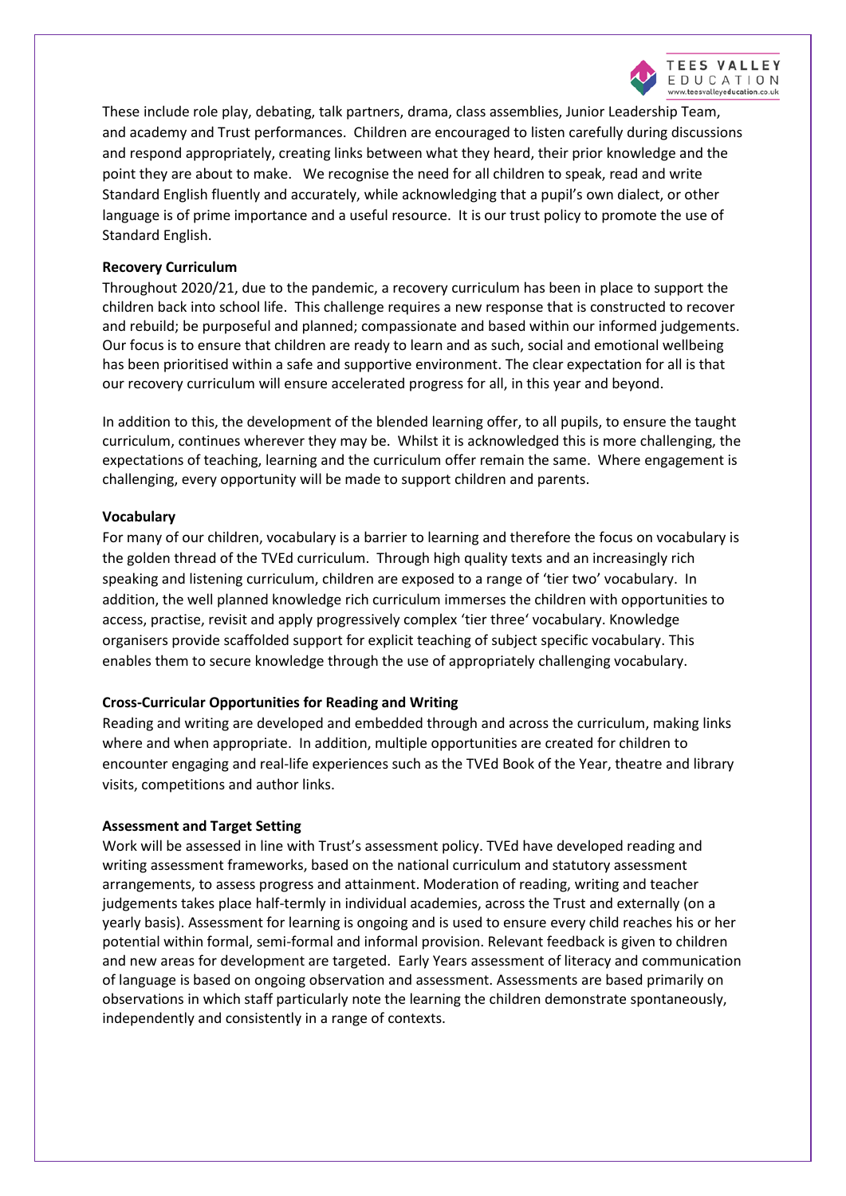These include role play, debating, talk partners, drama, class assemblies, Junior Leadership Team, and academy and Trust performances. Children are encouraged to listen carefully during discussions and respond appropriately, creating links between what they heard, their prior knowledge and the point they are about to make. We recognise the need for all children to speak, read and write Standard English fluently and accurately, while acknowledging that a pupil's own dialect, or other language is of prime importance and a useful resource. It is our trust policy to promote the use of Standard English.

**Recovery Curriculum**

Throughout 2020/21, due to the pandemic, a recovery curriculum has been in place to support the children back into school life. This challenge requires a new response that is constructed to recover and rebuild; be purposeful and planned; compassionate and based within our informed judgements. Our focus is to ensure that children are ready to learn and as such, social and emotional wellbeing has been prioritised within a safe and supportive environment. The clear expectation for all is that our recovery curriculum will ensure accelerated progress for all, in this year and beyond.

In addition to this, the development of the blended learning offer, to all pupils, to ensure the taught curriculum, continues wherever they may be. Whilst it is acknowledged this is more challenging, the expectations of teaching, learning and the curriculum offer remain the same. Where engagement is challenging, every opportunity will be made to support children and parents.

**Vocabulary**

For many of our children, vocabulary is a barrier to learning and therefore the focus on vocabulary is the golden thread of the TVEd curriculum. Through high quality texts and an increasingly rich speaking and listening curriculum, children are exposed to a range of 'tier two' vocabulary. In addition, the well planned knowledge rich curriculum immerses the children with opportunities to access, practise, revisit and apply progressively complex 'tier three' vocabulary. Knowledge organisers provide scaffolded support for explicit teaching of subject specific vocabulary. This enables them to secure knowledge through the use of appropriately challenging vocabulary.

**Cross-Curricular Opportunities for Reading and Writing**

Reading and writing are developed and embedded through and across the curriculum, making links where and when appropriate. In addition, multiple opportunities are created for children to encounter engaging and real-life experiences such as the TVEd Book of the Year, theatre and library visits, competitions and author links.

**Assessment and Target Setting**

Work will be assessed in line with Trust's assessment policy. TVEd have developed reading and writing assessment frameworks, based on the national curriculum and statutory assessment arrangements, to assess progress and attainment. Moderation of reading, writing and teacher judgements takes place half-termly in individual academies, across the Trust and externally (on a yearly basis). Assessment for learning is ongoing and is used to ensure every child reaches his or her potential within formal, semi-formal and informal provision. Relevant feedback is given to children and new areas for development are targeted. Early Years assessment of literacy and communication of language is based on ongoing observation and assessment. Assessments are based primarily on observations in which staff particularly note the learning the children demonstrate spontaneously, independently and consistently in a range of contexts.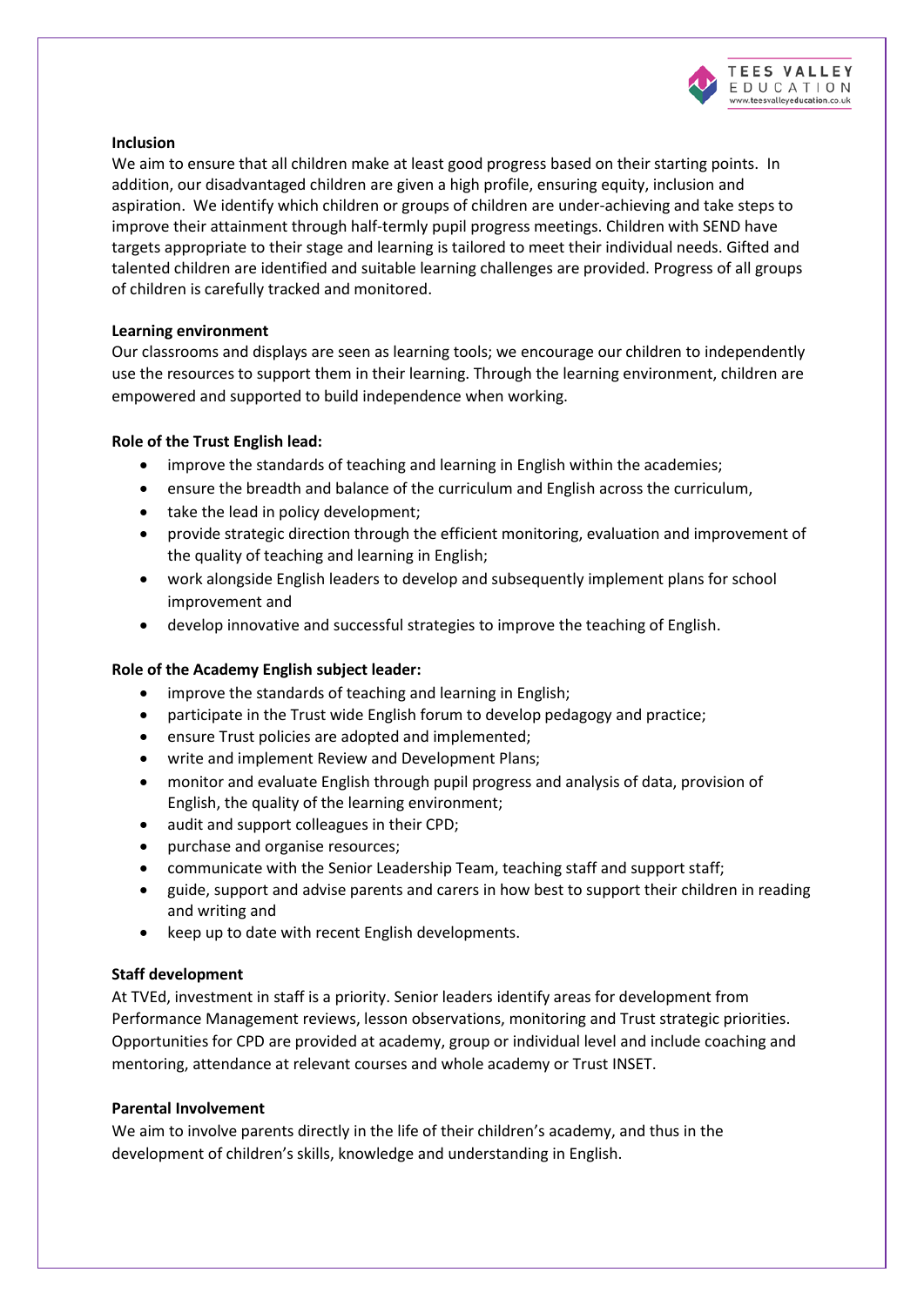**Inclusion**

We aim to ensure that all children make at least good progress based on their starting points. In addition, our disadvantaged children are given a high profile, ensuring equity, inclusion and aspiration. We identify which children or groups of children are under-achieving and take steps to improve their attainment through half-termly pupil progress meetings. Children with SEND have targets appropriate to their stage and learning is tailored to meet their individual needs. Gifted and talented children are identified and suitable learning challenges are provided. Progress of all groups of children is carefully tracked and monitored.

**Learning environment**

Our classrooms and displays are seen as learning tools; we encourage our children to independently use the resources to support them in their learning. Through the learning environment, children are empowered and supported to build independence when working.

**Role of the Trust English lead:**

- improve the standards of teaching and learning in English within the academies;
- ensure the breadth and balance of the curriculum and English across the curriculum,
- take the lead in policy development;
- provide strategic direction through the efficient monitoring, evaluation and improvement of the quality of teaching and learning in English;
- work alongside English leaders to develop and subsequently implement plans for school improvement and
- develop innovative and successful strategies to improve the teaching of English.

**Role of the Academy English subject leader:**

- improve the standards of teaching and learning in English;
- participate in the Trust wide English forum to develop pedagogy and practice;
- ensure Trust policies are adopted and implemented;
- write and implement Review and Development Plans;
- monitor and evaluate English through pupil progress and analysis of data, provision of English, the quality of the learning environment;
- audit and support colleagues in their CPD;
- purchase and organise resources;
- communicate with the Senior Leadership Team, teaching staff and support staff;
- guide, support and advise parents and carers in how best to support their children in reading and writing and
- keep up to date with recent English developments.

**Staff development**

At TVEd, investment in staff is a priority. Senior leaders identify areas for development from Performance Management reviews, lesson observations, monitoring and Trust strategic priorities. Opportunities for CPD are provided at academy, group or individual level and include coaching and mentoring, attendance at relevant courses and whole academy or Trust INSET.

**Parental Involvement**

We aim to involve parents directly in the life of their children's academy, and thus in the development of children's skills, knowledge and understanding in English.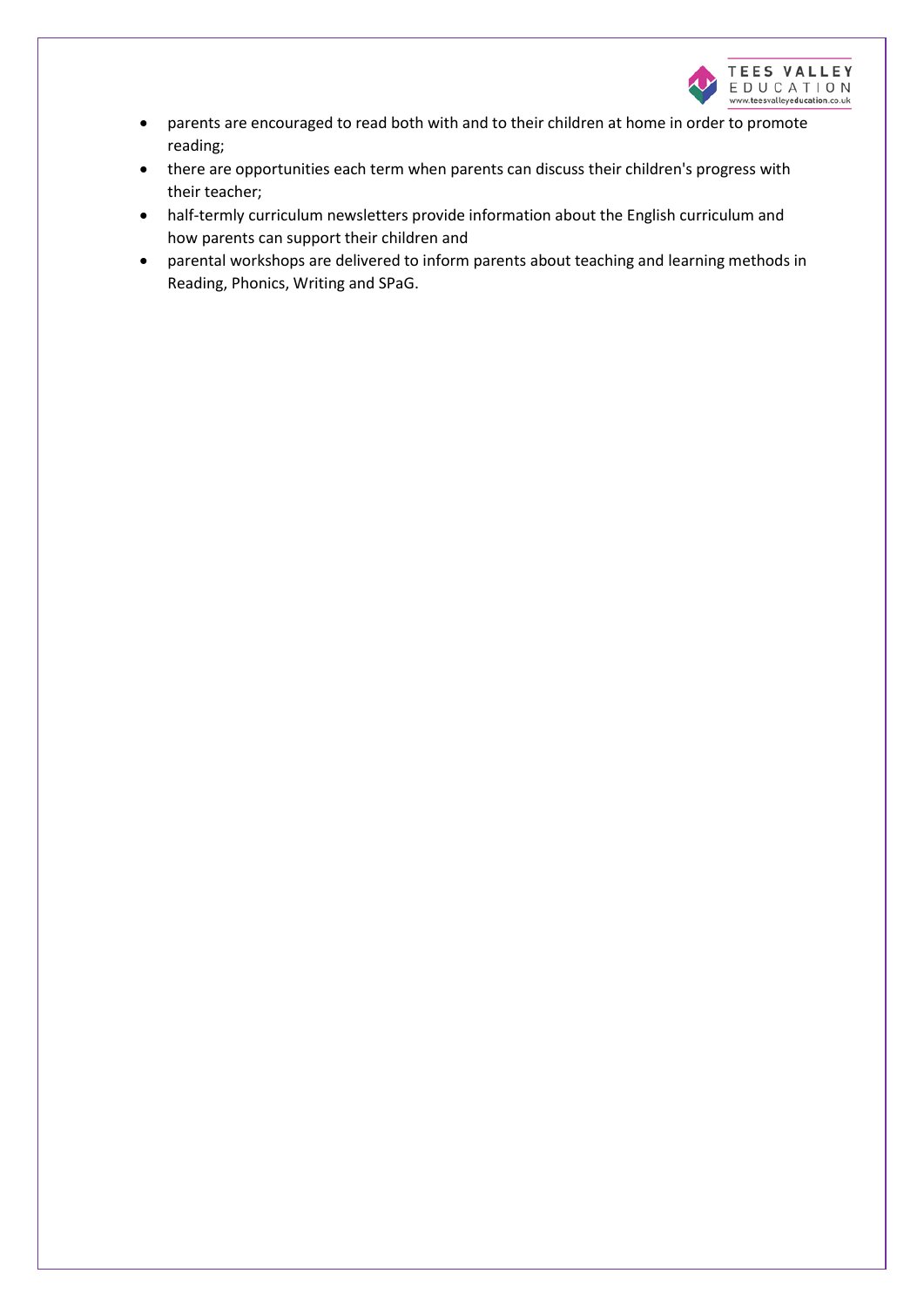- parents are encouraged to read both with and to their children at home in order to promote reading;
- there are opportunities each term when parents can discuss their children's progress with their teacher;
- half-termly curriculum newsletters provide information about the English curriculum and how parents can support their children and
- parental workshops are delivered to inform parents about teaching and learning methods in Reading, Phonics, Writing and SPaG.